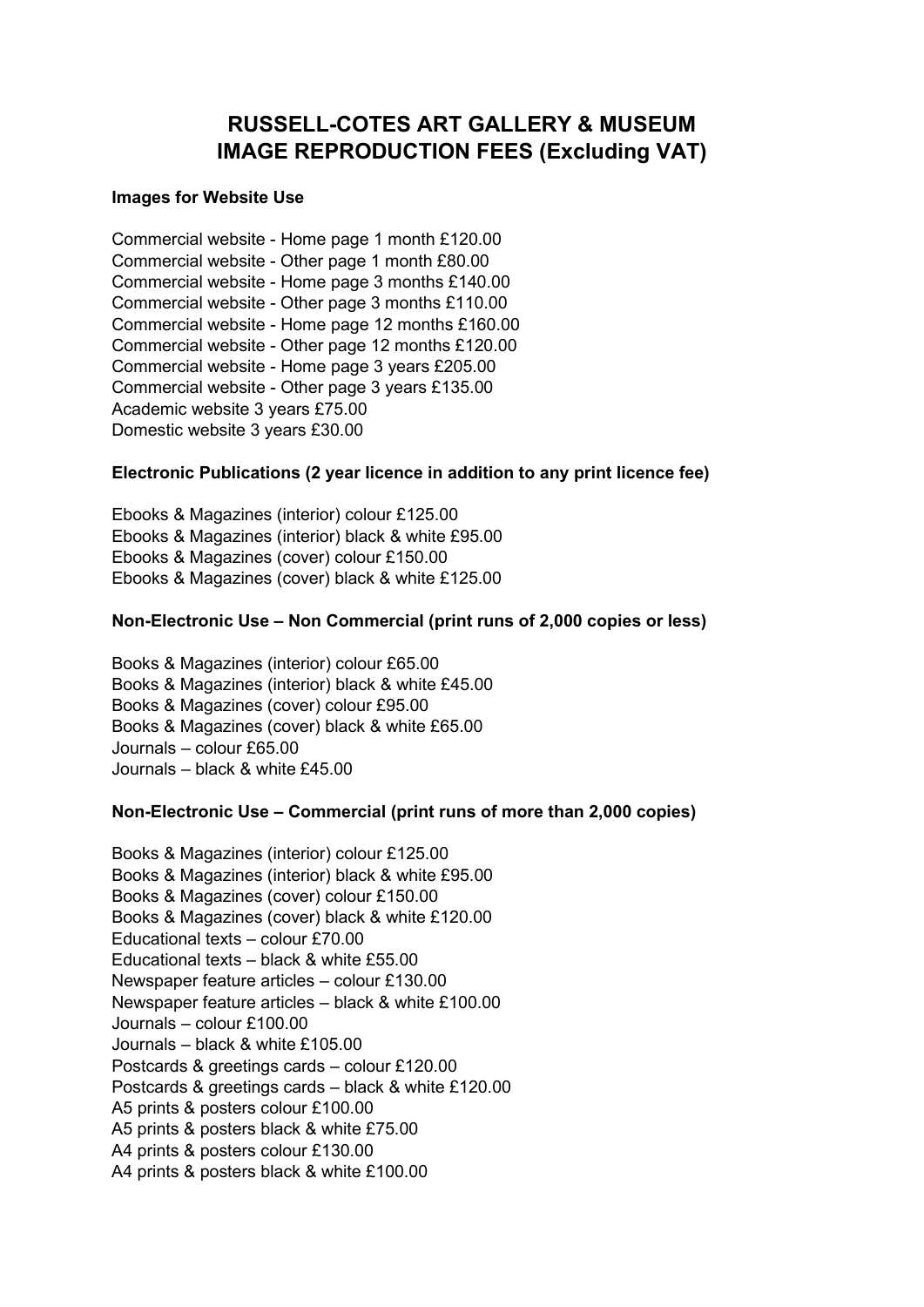# RUSSELL-COTES ART GALLERY & MUSEUM
# IMAGE REPRODUCTION FEES (Excluding VAT)

**Images for Website Use**

Commercial website - Home page 1 month £120.00
Commercial website - Other page 1 month £80.00
Commercial website - Home page 3 months £140.00
Commercial website - Other page 3 months £110.00
Commercial website - Home page 12 months £160.00
Commercial website - Other page 12 months £120.00
Commercial website - Home page 3 years £205.00
Commercial website - Other page 3 years £135.00
Academic website 3 years £75.00
Domestic website 3 years £30.00

**Electronic Publications (2 year licence in addition to any print licence fee)**

Ebooks & Magazines (interior) colour £125.00
Ebooks & Magazines (interior) black & white £95.00
Ebooks & Magazines (cover) colour £150.00
Ebooks & Magazines (cover) black & white £125.00

**Non-Electronic Use – Non Commercial (print runs of 2,000 copies or less)**

Books & Magazines (interior) colour £65.00
Books & Magazines (interior) black & white £45.00
Books & Magazines (cover) colour £95.00
Books & Magazines (cover) black & white £65.00
Journals – colour £65.00
Journals – black & white £45.00

**Non-Electronic Use – Commercial (print runs of more than 2,000 copies)**

Books & Magazines (interior) colour £125.00
Books & Magazines (interior) black & white £95.00
Books & Magazines (cover) colour £150.00
Books & Magazines (cover) black & white £120.00
Educational texts – colour £70.00
Educational texts – black & white £55.00
Newspaper feature articles – colour £130.00
Newspaper feature articles – black & white £100.00
Journals – colour £100.00
Journals – black & white £105.00
Postcards & greetings cards – colour £120.00
Postcards & greetings cards – black & white £120.00
A5 prints & posters colour £100.00
A5 prints & posters black & white £75.00
A4 prints & posters colour £130.00
A4 prints & posters black & white £100.00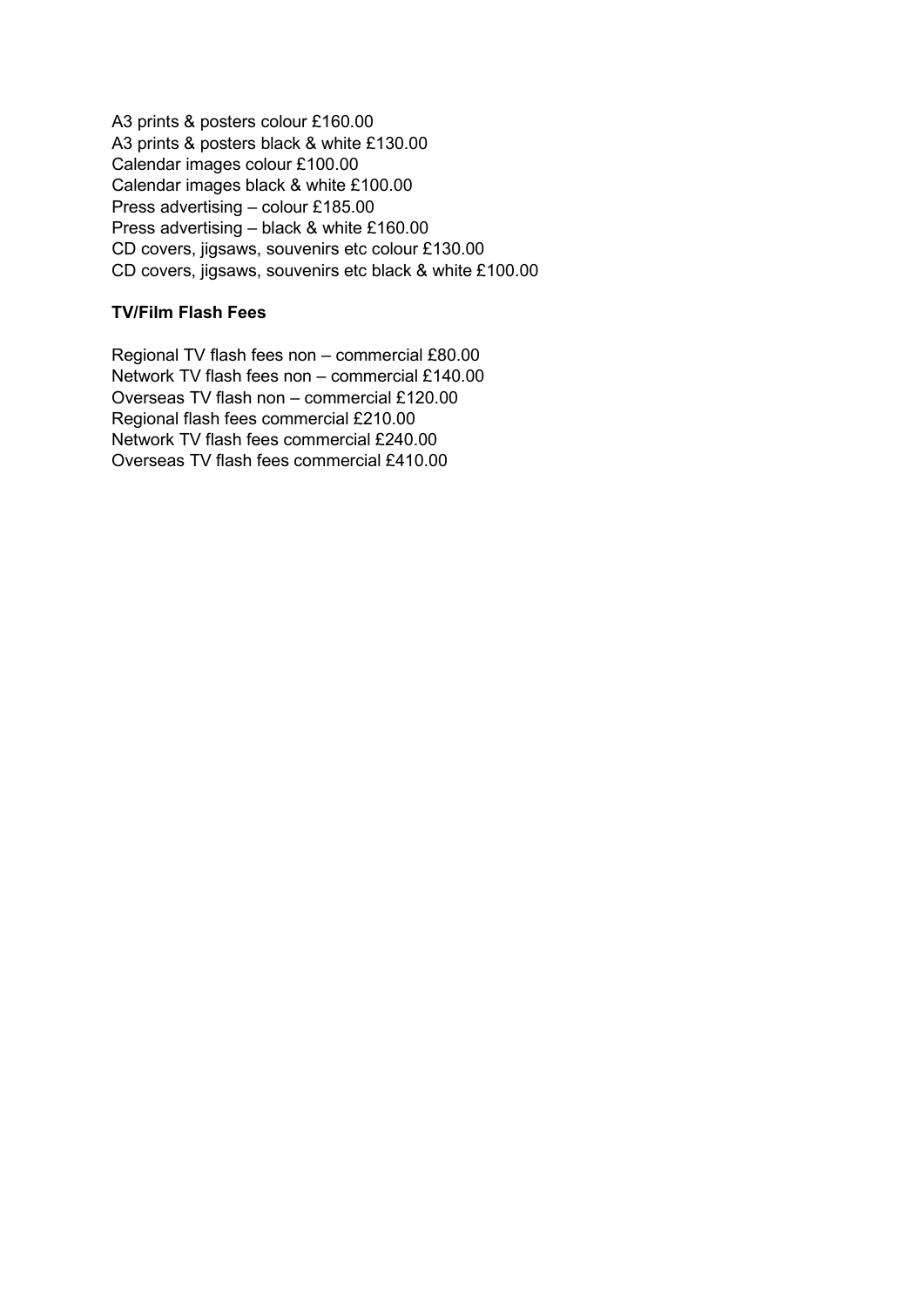A3 prints & posters colour £160.00
A3 prints & posters black & white £130.00
Calendar images colour £100.00
Calendar images black & white £100.00
Press advertising – colour £185.00
Press advertising – black & white £160.00
CD covers, jigsaws, souvenirs etc colour £130.00
CD covers, jigsaws, souvenirs etc black & white £100.00

**TV/Film Flash Fees**

Regional TV flash fees non – commercial £80.00
Network TV flash fees non – commercial £140.00
Overseas TV flash non – commercial £120.00
Regional flash fees commercial £210.00
Network TV flash fees commercial £240.00
Overseas TV flash fees commercial £410.00